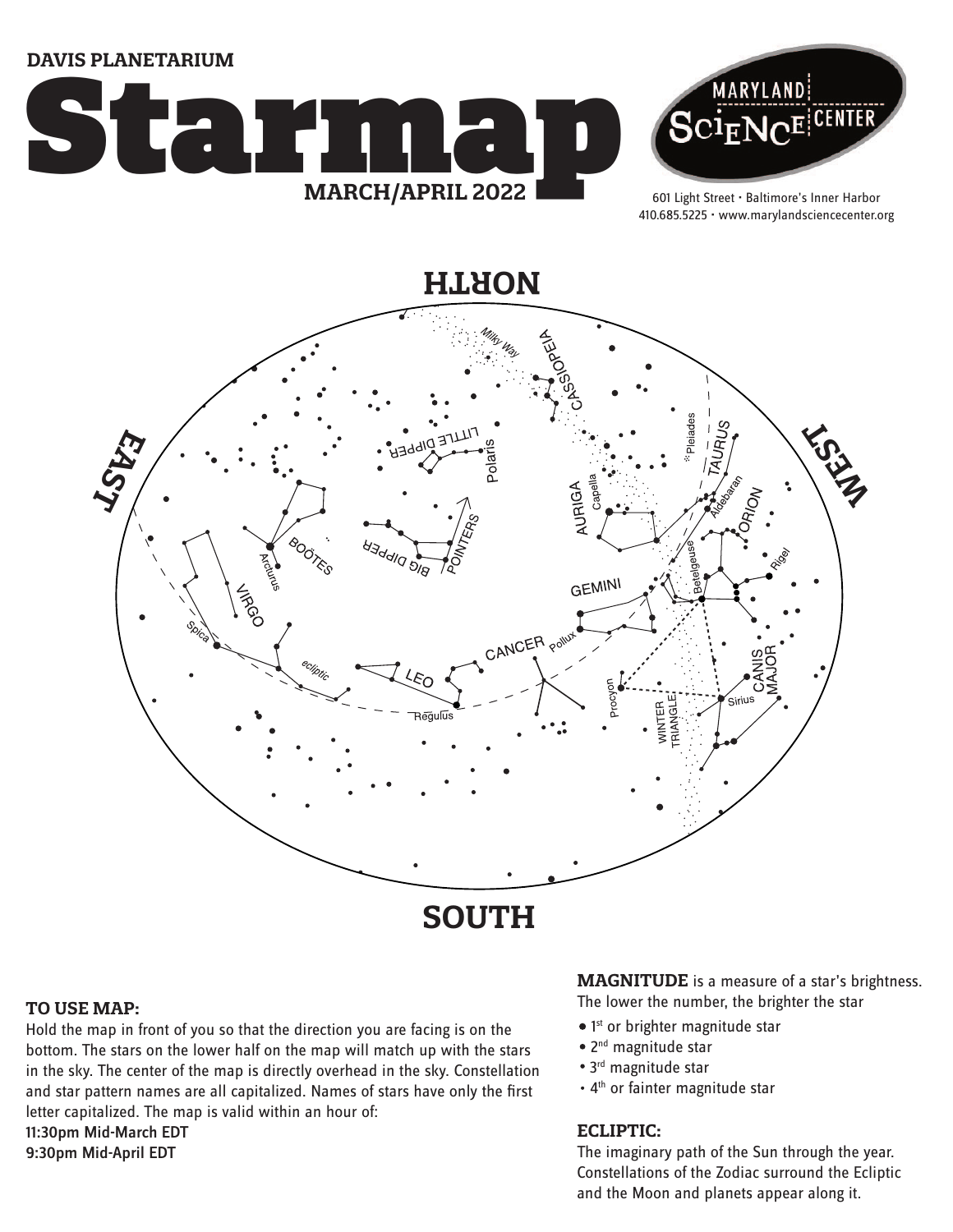DAVIS PLANETARIUM

# Starmap

**MARCH/APRIL 2022**

MARYLAND SCIENCE CENTER

601 Light Street • Baltimore's Inner Harbor
410.685.5225 • www.marylandsciencecenter.org

NORTH

EAST

WEST

SOUTH

Milky Way, CASSIOPEIA, LITTLE DIPPER, Polaris, Pleiades, TAURUS, Aldebaran, ORION, Rigel, Betelgeuse, AURIGA, Capella, BIG DIPPER, POINTERS, BOÖTES, Arcturus, VIRGO, Spica, ecliptic, GEMINI, Pollux, CANCER, LEO, Regulus, Procyon, WINTER TRIANGLE, Sirius, CANIS MAJOR

## TO USE MAP:

Hold the map in front of you so that the direction you are facing is on the bottom. The stars on the lower half on the map will match up with the stars in the sky. The center of the map is directly overhead in the sky. Constellation and star pattern names are all capitalized. Names of stars have only the first letter capitalized. The map is valid within an hour of:

11:30pm Mid-March EDT
9:30pm Mid-April EDT

**MAGNITUDE** is a measure of a star's brightness. The lower the number, the brighter the star

- 1st or brighter magnitude star
- 2nd magnitude star
- 3rd magnitude star
- 4th or fainter magnitude star

## ECLIPTIC:

The imaginary path of the Sun through the year. Constellations of the Zodiac surround the Ecliptic and the Moon and planets appear along it.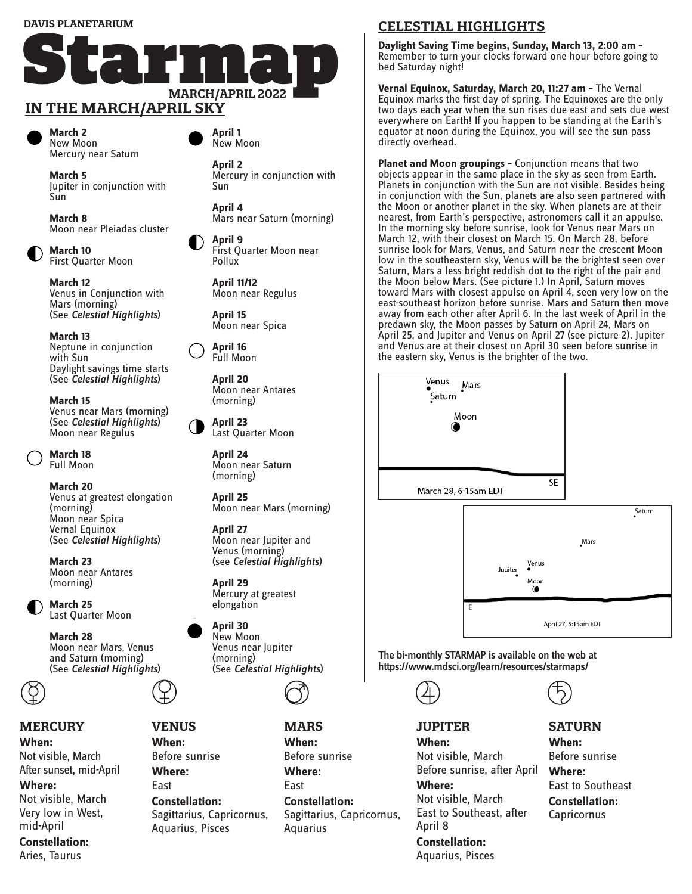DAVIS PLANETARIUM

# Starmap

MARCH/APRIL 2022

## IN THE MARCH/APRIL SKY

**March 2**
New Moon
Mercury near Saturn

**March 5**
Jupiter in conjunction with Sun

**March 8**
Moon near Pleiadas cluster

**March 10**
First Quarter Moon

**March 12**
Venus in Conjunction with Mars (morning)
(See *Celestial Highlights*)

**March 13**
Neptune in conjunction with Sun
Daylight savings time starts
(See *Celestial Highlights*)

**March 15**
Venus near Mars (morning)
(See *Celestial Highlights*)
Moon near Regulus

**March 18**
Full Moon

**March 20**
Venus at greatest elongation (morning)
Moon near Spica
Vernal Equinox
(See *Celestial Highlights*)

**March 23**
Moon near Antares (morning)

**March 25**
Last Quarter Moon

**March 28**
Moon near Mars, Venus and Saturn (morning)
(See *Celestial Highlights*)

**April 1**
New Moon

**April 2**
Mercury in conjunction with Sun

**April 4**
Mars near Saturn (morning)

**April 9**
First Quarter Moon near Pollux

**April 11/12**
Moon near Regulus

**April 15**
Moon near Spica

**April 16**
Full Moon

**April 20**
Moon near Antares (morning)

**April 23**
Last Quarter Moon

**April 24**
Moon near Saturn (morning)

**April 25**
Moon near Mars (morning)

**April 27**
Moon near Jupiter and Venus (morning)
(see *Celestial Highlights*)

**April 29**
Mercury at greatest elongation

**April 30**
New Moon
Venus near Jupiter (morning)
(See *Celestial Highlights*)

## CELESTIAL HIGHLIGHTS

**Daylight Saving Time begins, Sunday, March 13, 2:00 am –** Remember to turn your clocks forward one hour before going to bed Saturday night!

**Vernal Equinox, Saturday, March 20, 11:27 am –** The Vernal Equinox marks the first day of spring. The Equinoxes are the only two days each year when the sun rises due east and sets due west everywhere on Earth! If you happen to be standing at the Earth's equator at noon during the Equinox, you will see the sun pass directly overhead.

**Planet and Moon groupings –** Conjunction means that two objects appear in the same place in the sky as seen from Earth. Planets in conjunction with the Sun are not visible. Besides being in conjunction with the Sun, planets are also seen partnered with the Moon or another planet in the sky. When planets are at their nearest, from Earth's perspective, astronomers call it an appulse. In the morning sky before sunrise, look for Venus near Mars on March 12, with their closest on March 15. On March 28, before sunrise look for Mars, Venus, and Saturn near the crescent Moon low in the southeastern sky, Venus will be the brightest seen over Saturn, Mars a less bright reddish dot to the right of the pair and the Moon below Mars. (See picture 1.) In April, Saturn moves toward Mars with closest appulse on April 4, seen very low on the east-southeast horizon before sunrise. Mars and Saturn then move away from each other after April 6. In the last week of April in the predawn sky, the Moon passes by Saturn on April 24, Mars on April 25, and Jupiter and Venus on April 27 (see picture 2). Jupiter and Venus are at their closest on April 30 seen before sunrise in the eastern sky, Venus is the brighter of the two.

Venus
Mars
Saturn
Moon
SE
March 28, 6:15am EDT

Saturn
Mars
Venus
Jupiter
Moon
E
April 27, 5:15am EDT

The bi-monthly STARMAP is available on the web at https://www.mdsci.org/learn/resources/starmaps/

### MERCURY
**When:**
Not visible, March
After sunset, mid-April
**Where:**
Not visible, March
Very low in West, mid-April
**Constellation:**
Aries, Taurus

### VENUS
**When:**
Before sunrise
**Where:**
East
**Constellation:**
Sagittarius, Capricornus, Aquarius, Pisces

### MARS
**When:**
Before sunrise
**Where:**
East
**Constellation:**
Sagittarius, Capricornus, Aquarius

### JUPITER
**When:**
Not visible, March
Before sunrise, after April
**Where:**
Not visible, March
East to Southeast, after April 8
**Constellation:**
Aquarius, Pisces

### SATURN
**When:**
Before sunrise
**Where:**
East to Southeast
**Constellation:**
Capricornus